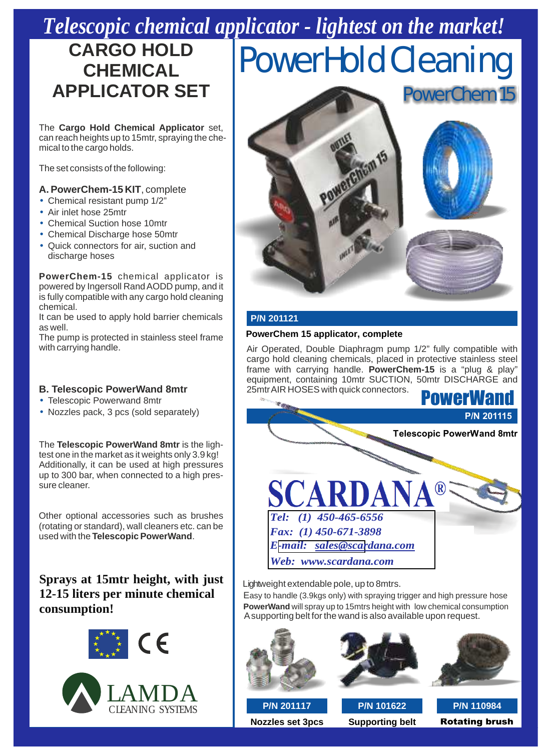# Telescopic chemical applicator - lightest on the market!

## CARGO HOLD CHEMICAL APPLICATOR SET

The **Cargo Hold Chemical Applicator** set, can reach heights up to 15mtr, spraying the chemical to the cargo holds.

The set consists of the following:

**A. PowerChem-15 KIT**, complete

- Chemical resistant pump 1/2"
- Air inlet hose 25mtr
- Chemical Suction hose 10mtr
- Chemical Discharge hose 50mtr
- Quick connectors for air, suction and discharge hoses

**PowerChem-15** chemical applicator is powered by Ingersoll Rand AODD pump, and it is fully compatible with any cargo hold cleaning chemical.
It can be used to apply hold barrier chemicals as well.
The pump is protected in stainless steel frame with carrying handle.

**B. Telescopic PowerWand 8mtr**

- Telescopic Powerwand 8mtr
- Nozzles pack, 3 pcs (sold separately)

The **Telescopic PowerWand 8mtr** is the lightest one in the market as it weights only 3.9 kg! Additionally, it can be used at high pressures up to 300 bar, when connected to a high pressure cleaner.

Other optional accessories such as brushes (rotating or standard), wall cleaners etc. can be used with the **Telescopic PowerWand**.

**Sprays at 15mtr height, with just 12-15 liters per minute chemical consumption!**

LAMDA CLEANING SYSTEMS

# PowerHold Cleaning

## PowerChem 15

**P/N 201121**

**PowerChem 15 applicator, complete**

Air Operated, Double Diaphragm pump 1/2" fully compatible with cargo hold cleaning chemicals, placed in protective stainless steel frame with carrying handle. **PowerChem-15** is a "plug & play" equipment, containing 10mtr SUCTION, 50mtr DISCHARGE and 25mtr AIR HOSES with quick connectors.

## PowerWand

**P/N 201115**

**Telescopic PowerWand 8mtr**

SCARDANA®

*Tel: (1) 450-465-6556*
*Fax: (1) 450-671-3898*
*E-mail: sales@scardana.com*
*Web: www.scardana.com*

Lightweight extendable pole, up to 8mtrs.
Easy to handle (3.9kgs only) with spraying trigger and high pressure hose
**PowerWand** will spray up to 15mtrs height with low chemical consumption
A supporting belt for the wand is also available upon request.

| P/N 201117 | P/N 101622 | P/N 110984 |
|---|---|---|
| **Nozzles set 3pcs** | **Supporting belt** | **Rotating brush** |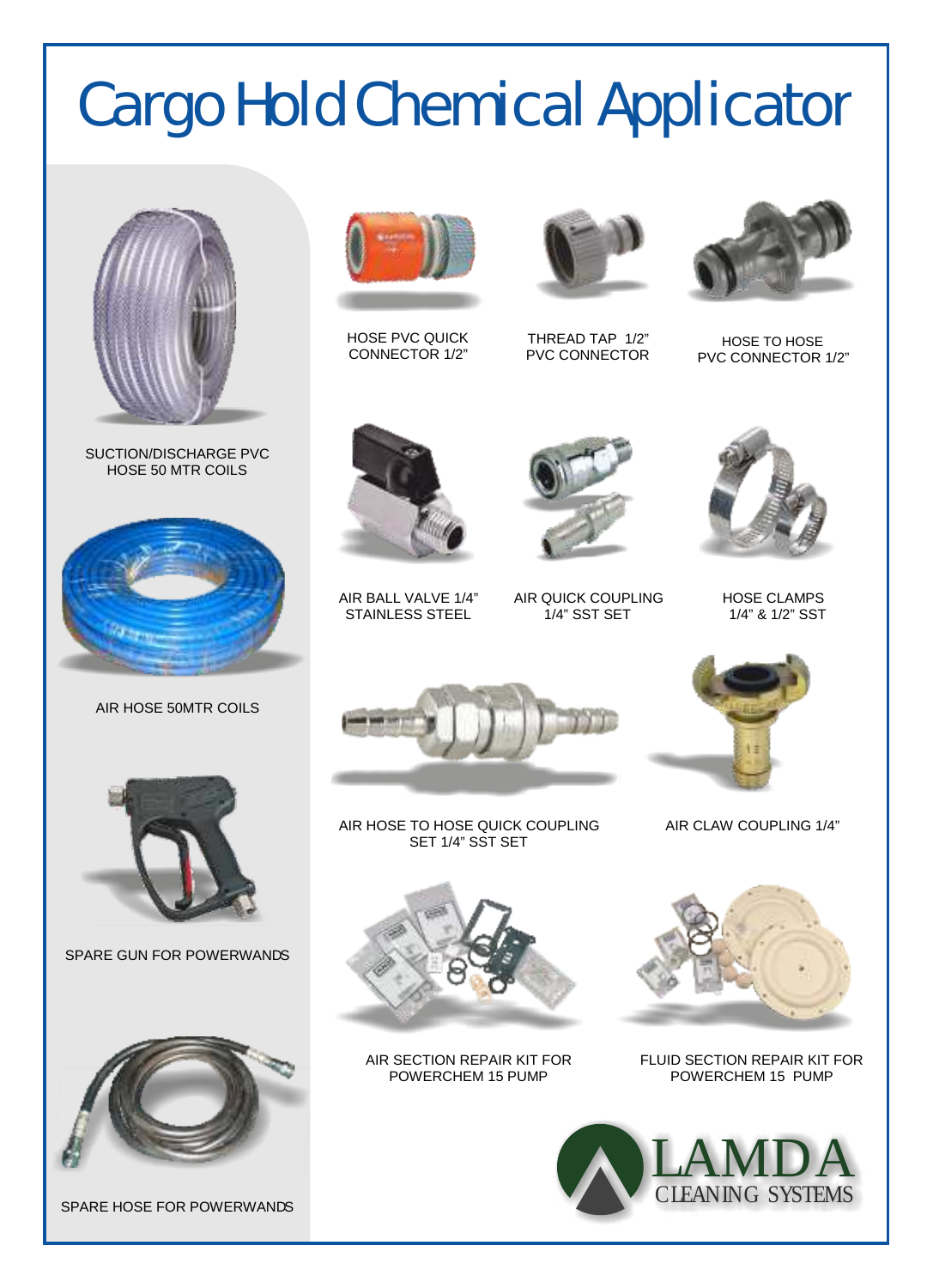# Cargo Hold Chemical Applicator

SUCTION/DISCHARGE PVC HOSE 50 MTR COILS

AIR HOSE 50MTR COILS

SPARE GUN FOR POWERWANDS

SPARE HOSE FOR POWERWANDS

HOSE PVC QUICK CONNECTOR 1/2"

THREAD TAP 1/2" PVC CONNECTOR

HOSE TO HOSE PVC CONNECTOR 1/2"

AIR BALL VALVE 1/4" STAINLESS STEEL

AIR QUICK COUPLING 1/4" SST SET

HOSE CLAMPS 1/4" & 1/2" SST

AIR HOSE TO HOSE QUICK COUPLING SET 1/4" SST SET

AIR CLAW COUPLING 1/4"

AIR SECTION REPAIR KIT FOR POWERCHEM 15 PUMP

FLUID SECTION REPAIR KIT FOR POWERCHEM 15 PUMP

LAMDA CLEANING SYSTEMS